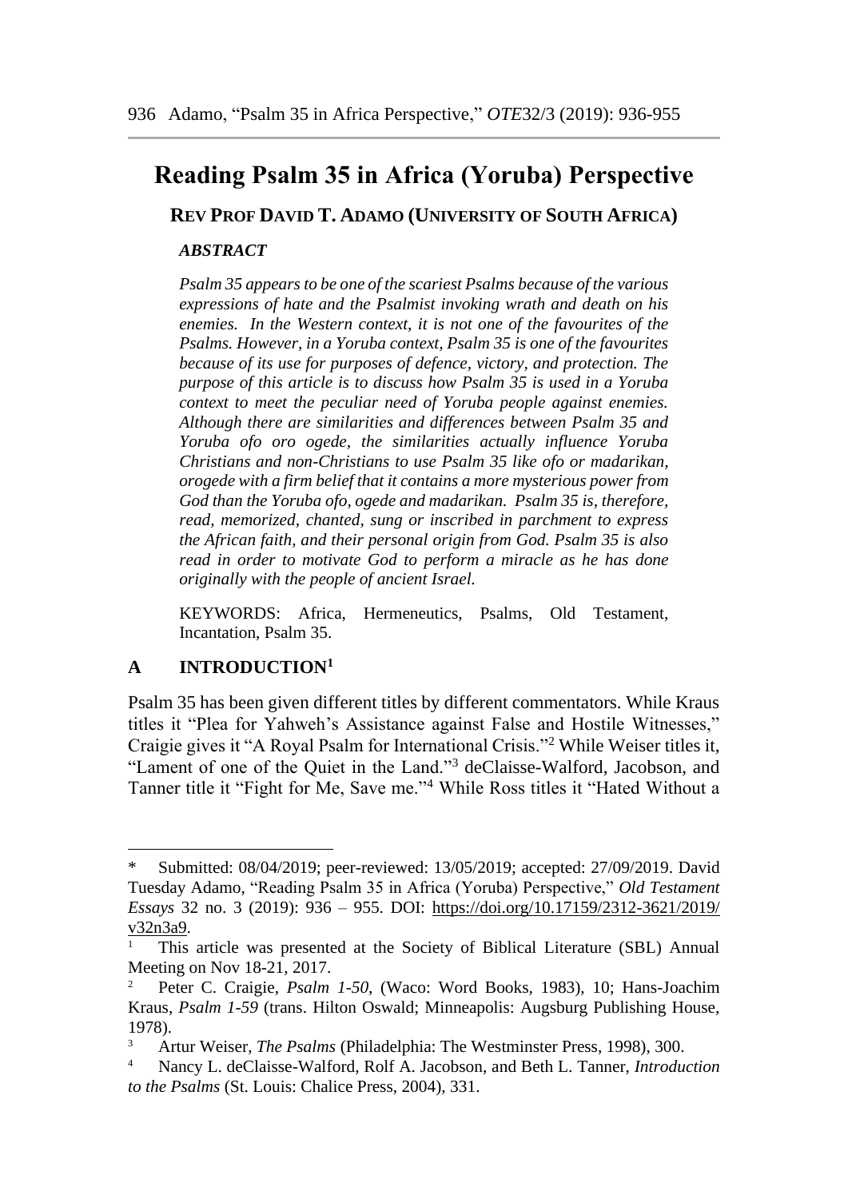# Reading Psalm 35 in Africa (Yoruba) Perspective

**REV PROF DAVID T. ADAMO (UNIVERSITY OF SOUTH AFRICA)**

***ABSTRACT***

*Psalm 35 appears to be one of the scariest Psalms because of the various expressions of hate and the Psalmist invoking wrath and death on his enemies. In the Western context, it is not one of the favourites of the Psalms. However, in a Yoruba context, Psalm 35 is one of the favourites because of its use for purposes of defence, victory, and protection. The purpose of this article is to discuss how Psalm 35 is used in a Yoruba context to meet the peculiar need of Yoruba people against enemies. Although there are similarities and differences between Psalm 35 and Yoruba ofo oro ogede, the similarities actually influence Yoruba Christians and non-Christians to use Psalm 35 like ofo or madarikan, orogede with a firm belief that it contains a more mysterious power from God than the Yoruba ofo, ogede and madarikan. Psalm 35 is, therefore, read, memorized, chanted, sung or inscribed in parchment to express the African faith, and their personal origin from God. Psalm 35 is also read in order to motivate God to perform a miracle as he has done originally with the people of ancient Israel.*

KEYWORDS: Africa, Hermeneutics, Psalms, Old Testament, Incantation, Psalm 35.

## A INTRODUCTION[1]

Psalm 35 has been given different titles by different commentators. While Kraus titles it "Plea for Yahweh's Assistance against False and Hostile Witnesses," Craigie gives it "A Royal Psalm for International Crisis."[2] While Weiser titles it, "Lament of one of the Quiet in the Land."[3] deClaisse-Walford, Jacobson, and Tanner title it "Fight for Me, Save me."[4] While Ross titles it "Hated Without a

---

\* Submitted: 08/04/2019; peer-reviewed: 13/05/2019; accepted: 27/09/2019. David Tuesday Adamo, "Reading Psalm 35 in Africa (Yoruba) Perspective," *Old Testament Essays* 32 no. 3 (2019): 936 – 955. DOI: https://doi.org/10.17159/2312-3621/2019/v32n3a9.

[1] This article was presented at the Society of Biblical Literature (SBL) Annual Meeting on Nov 18-21, 2017.

[2] Peter C. Craigie, *Psalm 1-50*, (Waco: Word Books, 1983), 10; Hans-Joachim Kraus, *Psalm 1-59* (trans. Hilton Oswald; Minneapolis: Augsburg Publishing House, 1978).

[3] Artur Weiser, *The Psalms* (Philadelphia: The Westminster Press, 1998), 300.

[4] Nancy L. deClaisse-Walford, Rolf A. Jacobson, and Beth L. Tanner, *Introduction to the Psalms* (St. Louis: Chalice Press, 2004), 331.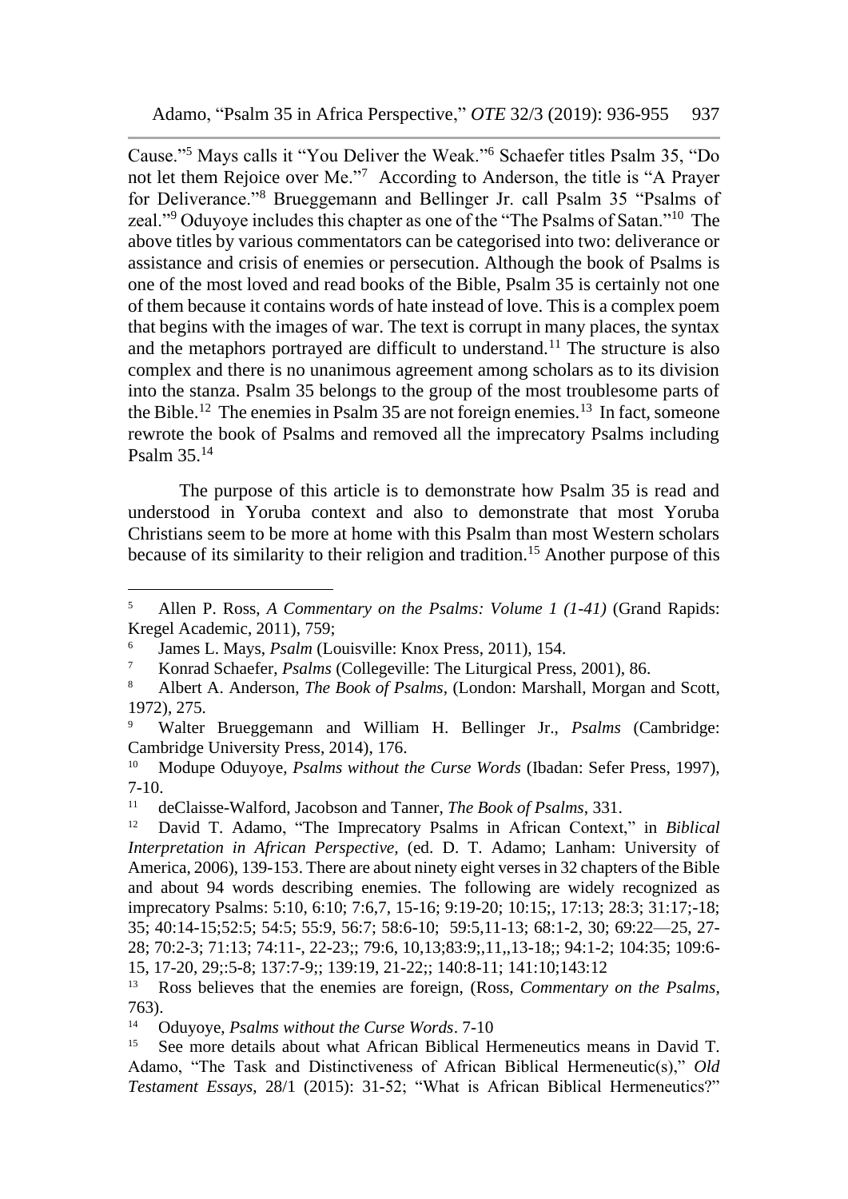Cause."[5] Mays calls it "You Deliver the Weak."[6] Schaefer titles Psalm 35, "Do not let them Rejoice over Me."[7] According to Anderson, the title is "A Prayer for Deliverance."[8] Brueggemann and Bellinger Jr. call Psalm 35 "Psalms of zeal."[9] Oduyoye includes this chapter as one of the "The Psalms of Satan."[10] The above titles by various commentators can be categorised into two: deliverance or assistance and crisis of enemies or persecution. Although the book of Psalms is one of the most loved and read books of the Bible, Psalm 35 is certainly not one of them because it contains words of hate instead of love. This is a complex poem that begins with the images of war. The text is corrupt in many places, the syntax and the metaphors portrayed are difficult to understand.[11] The structure is also complex and there is no unanimous agreement among scholars as to its division into the stanza. Psalm 35 belongs to the group of the most troublesome parts of the Bible.[12] The enemies in Psalm 35 are not foreign enemies.[13] In fact, someone rewrote the book of Psalms and removed all the imprecatory Psalms including Psalm 35.[14]

The purpose of this article is to demonstrate how Psalm 35 is read and understood in Yoruba context and also to demonstrate that most Yoruba Christians seem to be more at home with this Psalm than most Western scholars because of its similarity to their religion and tradition.[15] Another purpose of this

---

[5] Allen P. Ross, *A Commentary on the Psalms: Volume 1 (1-41)* (Grand Rapids: Kregel Academic, 2011), 759;

[6] James L. Mays, *Psalm* (Louisville: Knox Press, 2011), 154.

[7] Konrad Schaefer, *Psalms* (Collegeville: The Liturgical Press, 2001), 86.

[8] Albert A. Anderson, *The Book of Psalms*, (London: Marshall, Morgan and Scott, 1972), 275.

[9] Walter Brueggemann and William H. Bellinger Jr., *Psalms* (Cambridge: Cambridge University Press, 2014), 176.

[10] Modupe Oduyoye, *Psalms without the Curse Words* (Ibadan: Sefer Press, 1997), 7-10.

[11] deClaisse-Walford, Jacobson and Tanner, *The Book of Psalms*, 331.

[12] David T. Adamo, "The Imprecatory Psalms in African Context," in *Biblical Interpretation in African Perspective*, (ed. D. T. Adamo; Lanham: University of America, 2006), 139-153. There are about ninety eight verses in 32 chapters of the Bible and about 94 words describing enemies. The following are widely recognized as imprecatory Psalms: 5:10, 6:10; 7:6,7, 15-16; 9:19-20; 10:15;, 17:13; 28:3; 31:17;-18; 35; 40:14-15;52:5; 54:5; 55:9, 56:7; 58:6-10; 59:5,11-13; 68:1-2, 30; 69:22—25, 27-28; 70:2-3; 71:13; 74:11-, 22-23;; 79:6, 10,13;83:9;,11,,13-18;; 94:1-2; 104:35; 109:6-15, 17-20, 29;:5-8; 137:7-9;; 139:19, 21-22;; 140:8-11; 141:10;143:12

[13] Ross believes that the enemies are foreign, (Ross, *Commentary on the Psalms*, 763).

[14] Oduyoye, *Psalms without the Curse Words*. 7-10

[15] See more details about what African Biblical Hermeneutics means in David T. Adamo, "The Task and Distinctiveness of African Biblical Hermeneutic(s)," *Old Testament Essays*, 28/1 (2015): 31-52; "What is African Biblical Hermeneutics?"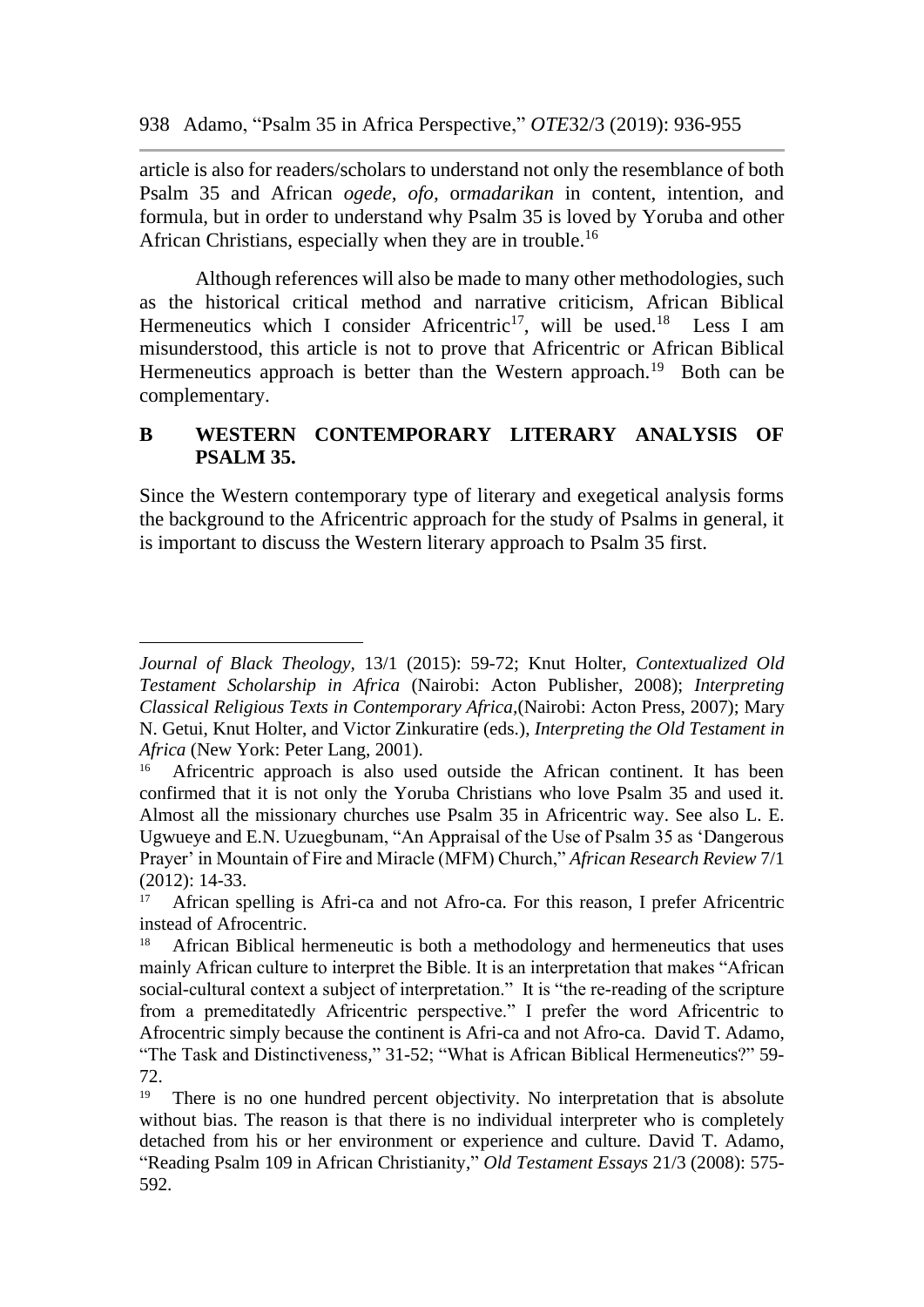article is also for readers/scholars to understand not only the resemblance of both Psalm 35 and African *ogede, ofo,* or*madarikan* in content, intention, and formula, but in order to understand why Psalm 35 is loved by Yoruba and other African Christians, especially when they are in trouble.[16]

Although references will also be made to many other methodologies, such as the historical critical method and narrative criticism, African Biblical Hermeneutics which I consider Africentric[17], will be used.[18] Less I am misunderstood, this article is not to prove that Africentric or African Biblical Hermeneutics approach is better than the Western approach.[19] Both can be complementary.

## B WESTERN CONTEMPORARY LITERARY ANALYSIS OF PSALM 35.

Since the Western contemporary type of literary and exegetical analysis forms the background to the Africentric approach for the study of Psalms in general, it is important to discuss the Western literary approach to Psalm 35 first.

---

*Journal of Black Theology*, 13/1 (2015): 59-72; Knut Holter, *Contextualized Old Testament Scholarship in Africa* (Nairobi: Acton Publisher, 2008); *Interpreting Classical Religious Texts in Contemporary Africa*,(Nairobi: Acton Press, 2007); Mary N. Getui, Knut Holter, and Victor Zinkuratire (eds.), *Interpreting the Old Testament in Africa* (New York: Peter Lang, 2001).

[16] Africentric approach is also used outside the African continent. It has been confirmed that it is not only the Yoruba Christians who love Psalm 35 and used it. Almost all the missionary churches use Psalm 35 in Africentric way. See also L. E. Ugwueye and E.N. Uzuegbunam, "An Appraisal of the Use of Psalm 35 as 'Dangerous Prayer' in Mountain of Fire and Miracle (MFM) Church," *African Research Review* 7/1 (2012): 14-33.

[17] African spelling is Afri-ca and not Afro-ca. For this reason, I prefer Africentric instead of Afrocentric.

[18] African Biblical hermeneutic is both a methodology and hermeneutics that uses mainly African culture to interpret the Bible. It is an interpretation that makes "African social-cultural context a subject of interpretation." It is "the re-reading of the scripture from a premeditatedly Africentric perspective." I prefer the word Africentric to Afrocentric simply because the continent is Afri-ca and not Afro-ca. David T. Adamo, "The Task and Distinctiveness," 31-52; "What is African Biblical Hermeneutics?" 59-72.

[19] There is no one hundred percent objectivity. No interpretation that is absolute without bias. The reason is that there is no individual interpreter who is completely detached from his or her environment or experience and culture. David T. Adamo, "Reading Psalm 109 in African Christianity," *Old Testament Essays* 21/3 (2008): 575-592.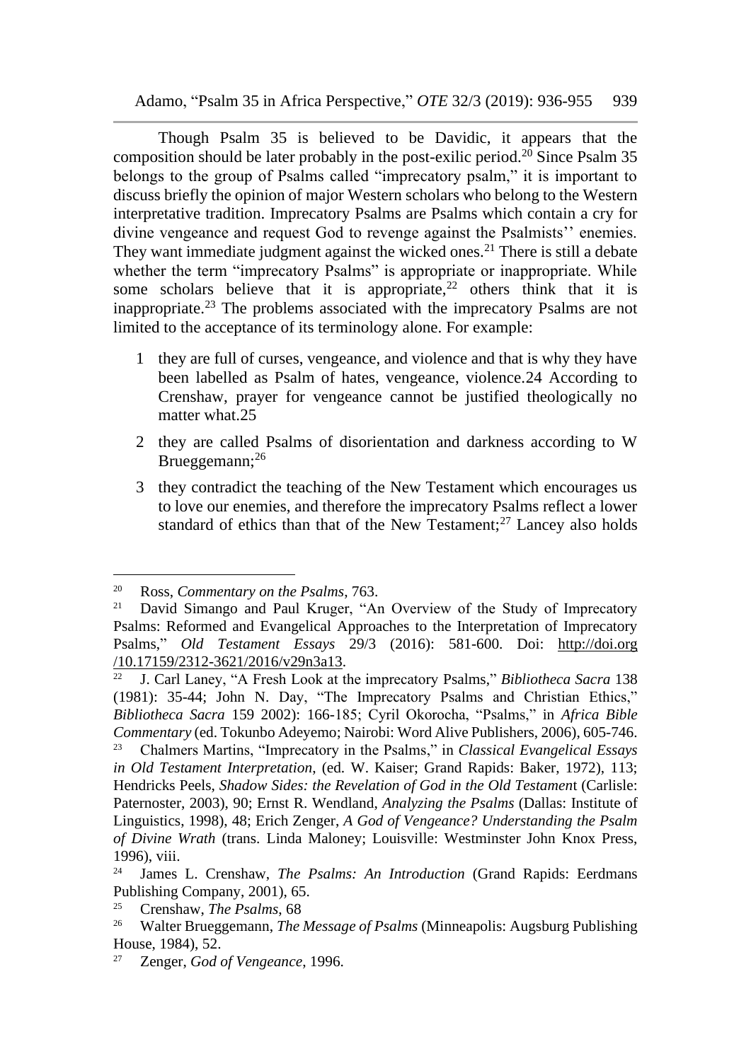Though Psalm 35 is believed to be Davidic, it appears that the composition should be later probably in the post-exilic period.[20] Since Psalm 35 belongs to the group of Psalms called "imprecatory psalm," it is important to discuss briefly the opinion of major Western scholars who belong to the Western interpretative tradition. Imprecatory Psalms are Psalms which contain a cry for divine vengeance and request God to revenge against the Psalmists'' enemies. They want immediate judgment against the wicked ones.[21] There is still a debate whether the term "imprecatory Psalms" is appropriate or inappropriate. While some scholars believe that it is appropriate,[22] others think that it is inappropriate.[23] The problems associated with the imprecatory Psalms are not limited to the acceptance of its terminology alone. For example:

1. they are full of curses, vengeance, and violence and that is why they have been labelled as Psalm of hates, vengeance, violence.24 According to Crenshaw, prayer for vengeance cannot be justified theologically no matter what.25
2. they are called Psalms of disorientation and darkness according to W Brueggemann;[26]
3. they contradict the teaching of the New Testament which encourages us to love our enemies, and therefore the imprecatory Psalms reflect a lower standard of ethics than that of the New Testament;[27] Lancey also holds

---

[20] Ross, *Commentary on the Psalms*, 763.

[21] David Simango and Paul Kruger, "An Overview of the Study of Imprecatory Psalms: Reformed and Evangelical Approaches to the Interpretation of Imprecatory Psalms," *Old Testament Essays* 29/3 (2016): 581-600. Doi: http://doi.org/10.17159/2312-3621/2016/v29n3a13.

[22] J. Carl Laney, "A Fresh Look at the imprecatory Psalms," *Bibliotheca Sacra* 138 (1981): 35-44; John N. Day, "The Imprecatory Psalms and Christian Ethics," *Bibliotheca Sacra* 159 2002): 166-185; Cyril Okorocha, "Psalms," in *Africa Bible Commentary* (ed. Tokunbo Adeyemo; Nairobi: Word Alive Publishers, 2006), 605-746.

[23] Chalmers Martins, "Imprecatory in the Psalms," in *Classical Evangelical Essays in Old Testament Interpretation*, (ed. W. Kaiser; Grand Rapids: Baker, 1972), 113; Hendricks Peels, *Shadow Sides: the Revelation of God in the Old Testament* (Carlisle: Paternoster, 2003), 90; Ernst R. Wendland, *Analyzing the Psalms* (Dallas: Institute of Linguistics, 1998), 48; Erich Zenger, *A God of Vengeance? Understanding the Psalm of Divine Wrath* (trans. Linda Maloney; Louisville: Westminster John Knox Press, 1996), viii.

[24] James L. Crenshaw, *The Psalms: An Introduction* (Grand Rapids: Eerdmans Publishing Company, 2001), 65.

[25] Crenshaw, *The Psalms*, 68

[26] Walter Brueggemann, *The Message of Psalms* (Minneapolis: Augsburg Publishing House, 1984), 52.

[27] Zenger, *God of Vengeance*, 1996.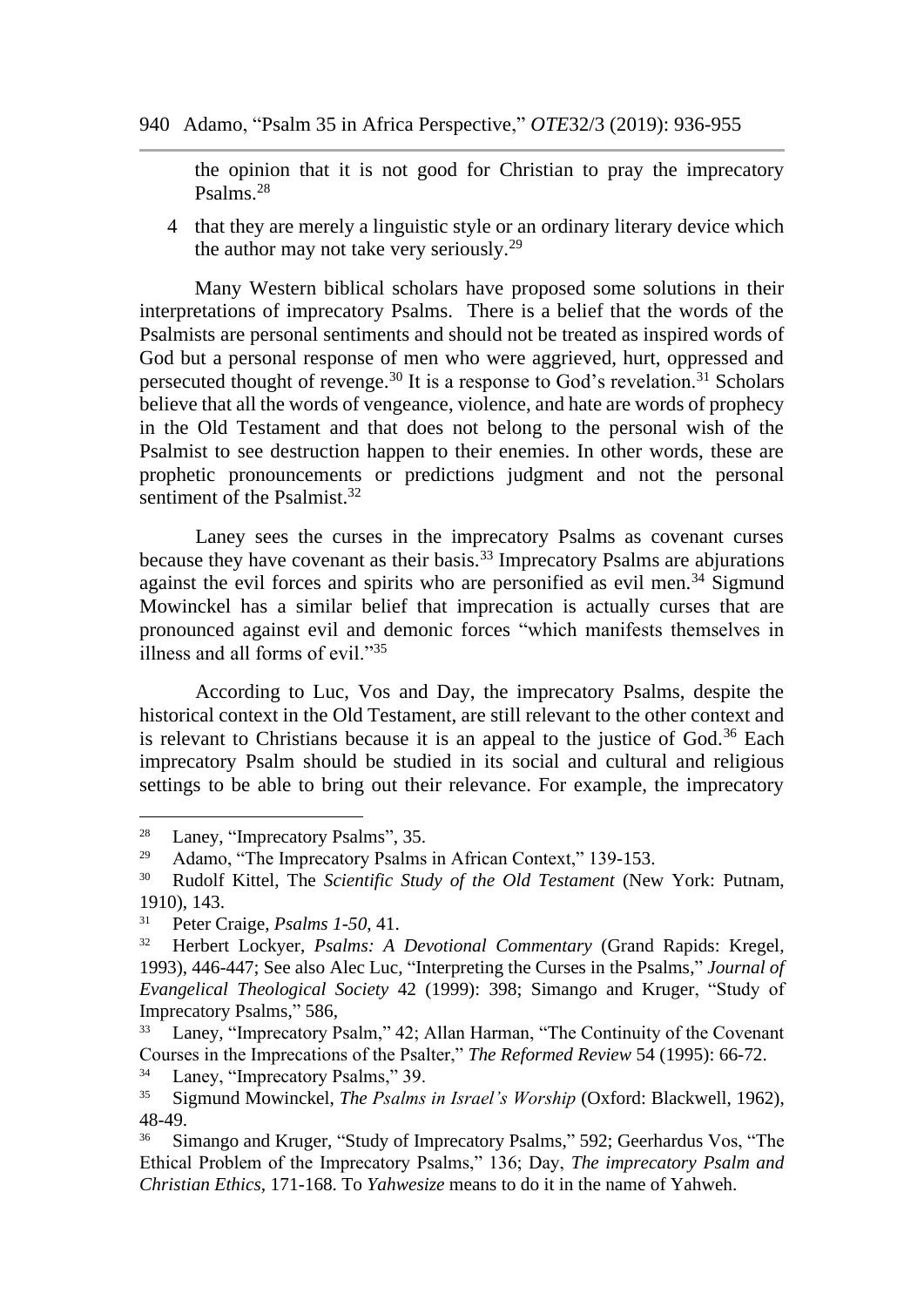the opinion that it is not good for Christian to pray the imprecatory Psalms.[28]

4 that they are merely a linguistic style or an ordinary literary device which the author may not take very seriously.[29]

Many Western biblical scholars have proposed some solutions in their interpretations of imprecatory Psalms. There is a belief that the words of the Psalmists are personal sentiments and should not be treated as inspired words of God but a personal response of men who were aggrieved, hurt, oppressed and persecuted thought of revenge.[30] It is a response to God's revelation.[31] Scholars believe that all the words of vengeance, violence, and hate are words of prophecy in the Old Testament and that does not belong to the personal wish of the Psalmist to see destruction happen to their enemies. In other words, these are prophetic pronouncements or predictions judgment and not the personal sentiment of the Psalmist.[32]

Laney sees the curses in the imprecatory Psalms as covenant curses because they have covenant as their basis.[33] Imprecatory Psalms are abjurations against the evil forces and spirits who are personified as evil men.[34] Sigmund Mowinckel has a similar belief that imprecation is actually curses that are pronounced against evil and demonic forces "which manifests themselves in illness and all forms of evil."[35]

According to Luc, Vos and Day, the imprecatory Psalms, despite the historical context in the Old Testament, are still relevant to the other context and is relevant to Christians because it is an appeal to the justice of God.[36] Each imprecatory Psalm should be studied in its social and cultural and religious settings to be able to bring out their relevance. For example, the imprecatory

---

[28] Laney, "Imprecatory Psalms", 35.

[29] Adamo, "The Imprecatory Psalms in African Context," 139-153.

[30] Rudolf Kittel, The *Scientific Study of the Old Testament* (New York: Putnam, 1910), 143.

[31] Peter Craige, *Psalms 1-50*, 41.

[32] Herbert Lockyer, *Psalms: A Devotional Commentary* (Grand Rapids: Kregel, 1993), 446-447; See also Alec Luc, "Interpreting the Curses in the Psalms," *Journal of Evangelical Theological Society* 42 (1999): 398; Simango and Kruger, "Study of Imprecatory Psalms," 586,

[33] Laney, "Imprecatory Psalm," 42; Allan Harman, "The Continuity of the Covenant Courses in the Imprecations of the Psalter," *The Reformed Review* 54 (1995): 66-72.

[34] Laney, "Imprecatory Psalms," 39.

[35] Sigmund Mowinckel, *The Psalms in Israel's Worship* (Oxford: Blackwell, 1962), 48-49.

[36] Simango and Kruger, "Study of Imprecatory Psalms," 592; Geerhardus Vos, "The Ethical Problem of the Imprecatory Psalms," 136; Day, *The imprecatory Psalm and Christian Ethics*, 171-168. To *Yahwesize* means to do it in the name of Yahweh.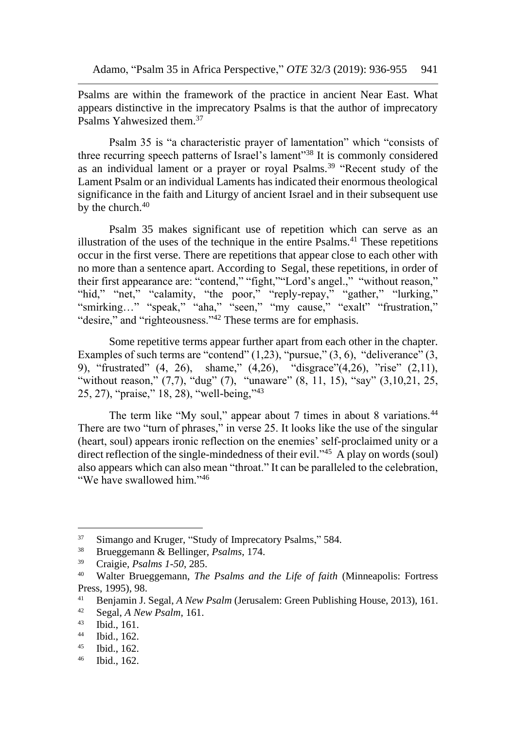Psalms are within the framework of the practice in ancient Near East. What appears distinctive in the imprecatory Psalms is that the author of imprecatory Psalms Yahwesized them.[37]

Psalm 35 is "a characteristic prayer of lamentation" which "consists of three recurring speech patterns of Israel's lament"[38] It is commonly considered as an individual lament or a prayer or royal Psalms.[39] "Recent study of the Lament Psalm or an individual Laments has indicated their enormous theological significance in the faith and Liturgy of ancient Israel and in their subsequent use by the church.[40]

Psalm 35 makes significant use of repetition which can serve as an illustration of the uses of the technique in the entire Psalms.[41] These repetitions occur in the first verse. There are repetitions that appear close to each other with no more than a sentence apart. According to Segal, these repetitions, in order of their first appearance are: "contend," "fight,""Lord's angel.," "without reason," "hid," "net," "calamity, "the poor," "reply-repay," "gather," "lurking," "smirking…" "speak," "aha," "seen," "my cause," "exalt" "frustration," "desire," and "righteousness."[42] These terms are for emphasis.

Some repetitive terms appear further apart from each other in the chapter. Examples of such terms are "contend" (1,23), "pursue," (3, 6), "deliverance" (3, 9), "frustrated" (4, 26), shame," (4,26), "disgrace"(4,26), "rise" (2,11), "without reason," (7,7), "dug" (7), "unaware" (8, 11, 15), "say" (3,10,21, 25, 25, 27), "praise," 18, 28), "well-being,"[43]

The term like "My soul," appear about 7 times in about 8 variations.[44] There are two "turn of phrases," in verse 25. It looks like the use of the singular (heart, soul) appears ironic reflection on the enemies' self-proclaimed unity or a direct reflection of the single-mindedness of their evil."[45] A play on words (soul) also appears which can also mean "throat." It can be paralleled to the celebration, "We have swallowed him."[46]

---

[37] Simango and Kruger, "Study of Imprecatory Psalms," 584.

[38] Brueggemann & Bellinger, *Psalms*, 174.

[39] Craigie, *Psalms 1-50*, 285.

[40] Walter Brueggemann, *The Psalms and the Life of faith* (Minneapolis: Fortress Press, 1995), 98.

[41] Benjamin J. Segal, *A New Psalm* (Jerusalem: Green Publishing House, 2013), 161.

[42] Segal, *A New Psalm*, 161.

[43] Ibid., 161.

[44] Ibid., 162.

[45] Ibid., 162.

[46] Ibid., 162.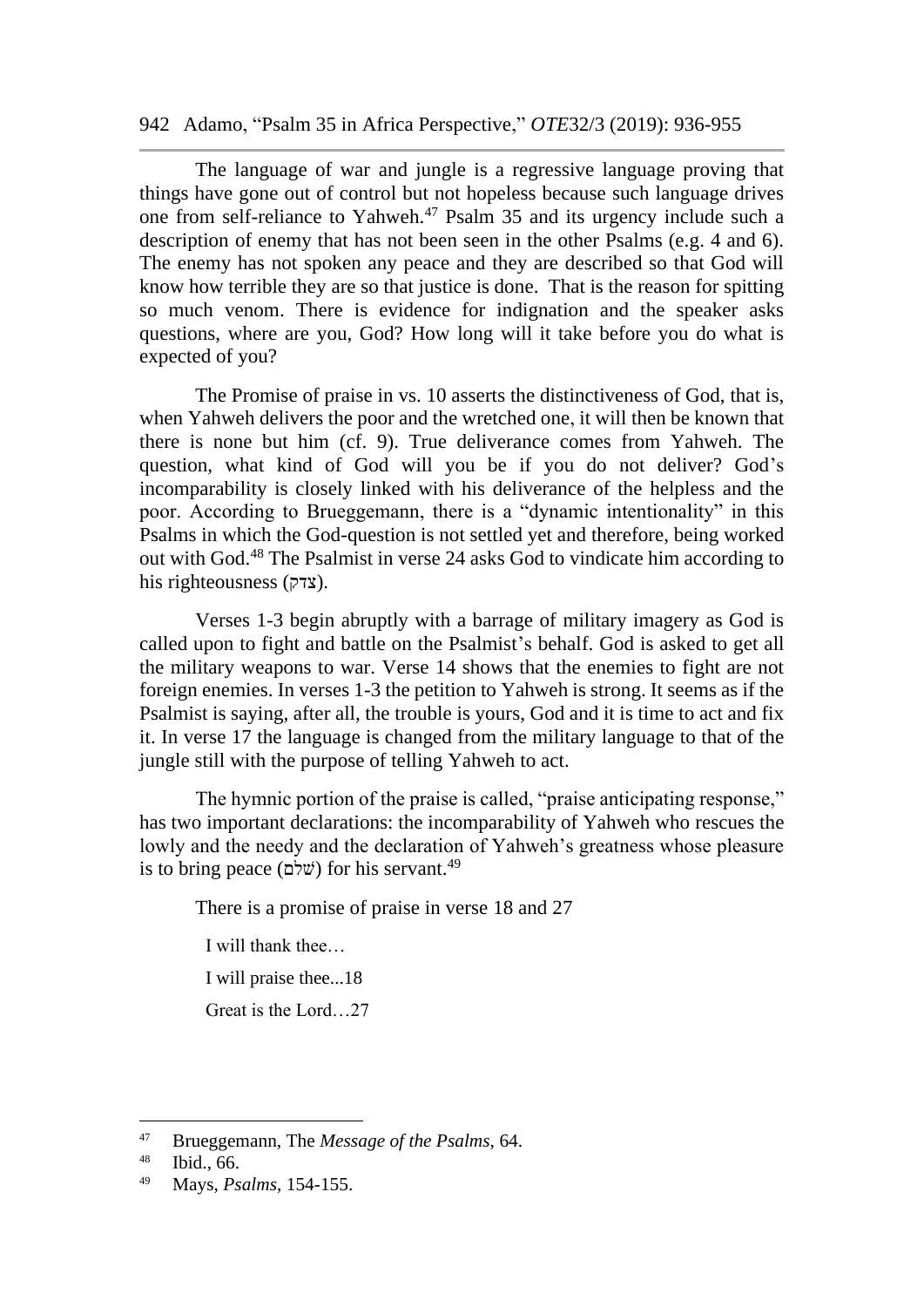The language of war and jungle is a regressive language proving that things have gone out of control but not hopeless because such language drives one from self-reliance to Yahweh.[47] Psalm 35 and its urgency include such a description of enemy that has not been seen in the other Psalms (e.g. 4 and 6). The enemy has not spoken any peace and they are described so that God will know how terrible they are so that justice is done. That is the reason for spitting so much venom. There is evidence for indignation and the speaker asks questions, where are you, God? How long will it take before you do what is expected of you?

The Promise of praise in vs. 10 asserts the distinctiveness of God, that is, when Yahweh delivers the poor and the wretched one, it will then be known that there is none but him (cf. 9). True deliverance comes from Yahweh. The question, what kind of God will you be if you do not deliver? God's incomparability is closely linked with his deliverance of the helpless and the poor. According to Brueggemann, there is a "dynamic intentionality" in this Psalms in which the God-question is not settled yet and therefore, being worked out with God.[48] The Psalmist in verse 24 asks God to vindicate him according to his righteousness (צדק).

Verses 1-3 begin abruptly with a barrage of military imagery as God is called upon to fight and battle on the Psalmist's behalf. God is asked to get all the military weapons to war. Verse 14 shows that the enemies to fight are not foreign enemies. In verses 1-3 the petition to Yahweh is strong. It seems as if the Psalmist is saying, after all, the trouble is yours, God and it is time to act and fix it. In verse 17 the language is changed from the military language to that of the jungle still with the purpose of telling Yahweh to act.

The hymnic portion of the praise is called, "praise anticipating response," has two important declarations: the incomparability of Yahweh who rescues the lowly and the needy and the declaration of Yahweh's greatness whose pleasure is to bring peace (שׁלֹם) for his servant.[49]

There is a promise of praise in verse 18 and 27

I will thank thee…

I will praise thee...18

Great is the Lord…27

---

[47] Brueggemann, The *Message of the Psalms,* 64.

[48] Ibid., 66.

[49] Mays, *Psalms*, 154-155.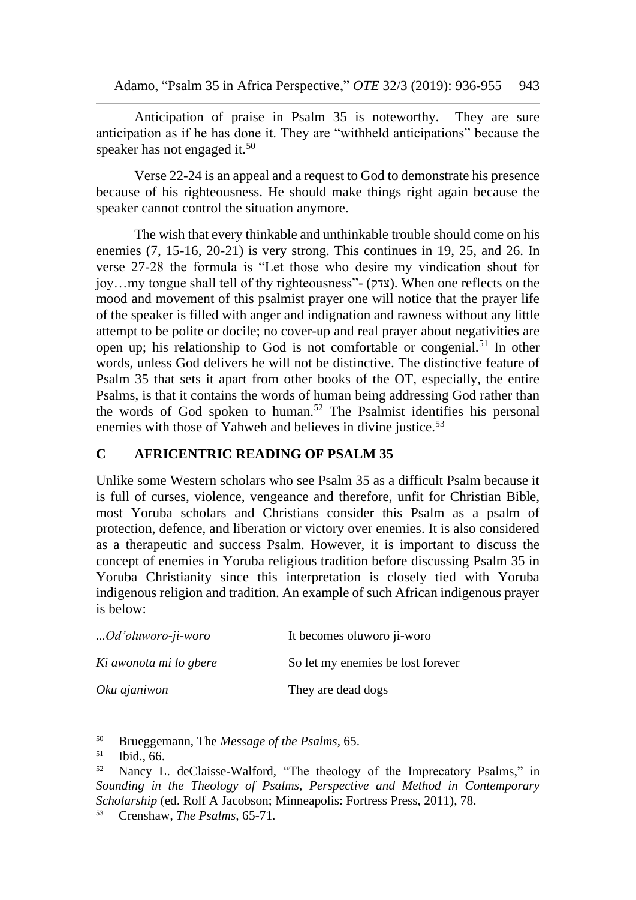Anticipation of praise in Psalm 35 is noteworthy. They are sure anticipation as if he has done it. They are "withheld anticipations" because the speaker has not engaged it.[50]

Verse 22-24 is an appeal and a request to God to demonstrate his presence because of his righteousness. He should make things right again because the speaker cannot control the situation anymore.

The wish that every thinkable and unthinkable trouble should come on his enemies (7, 15-16, 20-21) is very strong. This continues in 19, 25, and 26. In verse 27-28 the formula is "Let those who desire my vindication shout for joy…my tongue shall tell of thy righteousness"- (צדק). When one reflects on the mood and movement of this psalmist prayer one will notice that the prayer life of the speaker is filled with anger and indignation and rawness without any little attempt to be polite or docile; no cover-up and real prayer about negativities are open up; his relationship to God is not comfortable or congenial.[51] In other words, unless God delivers he will not be distinctive. The distinctive feature of Psalm 35 that sets it apart from other books of the OT, especially, the entire Psalms, is that it contains the words of human being addressing God rather than the words of God spoken to human.[52] The Psalmist identifies his personal enemies with those of Yahweh and believes in divine justice.[53]

## C AFRICENTRIC READING OF PSALM 35

Unlike some Western scholars who see Psalm 35 as a difficult Psalm because it is full of curses, violence, vengeance and therefore, unfit for Christian Bible, most Yoruba scholars and Christians consider this Psalm as a psalm of protection, defence, and liberation or victory over enemies. It is also considered as a therapeutic and success Psalm. However, it is important to discuss the concept of enemies in Yoruba religious tradition before discussing Psalm 35 in Yoruba Christianity since this interpretation is closely tied with Yoruba indigenous religion and tradition. An example of such African indigenous prayer is below:

| | |
|---|---|
| *...Od'oluworo-ji-woro* | It becomes oluworo ji-woro |
| *Ki awonota mi lo gbere* | So let my enemies be lost forever |
| *Oku ajaniwon* | They are dead dogs |

---

[50] Brueggemann, The *Message of the Psalms*, 65.

[51] Ibid., 66.

[52] Nancy L. deClaisse-Walford, "The theology of the Imprecatory Psalms," in *Sounding in the Theology of Psalms, Perspective and Method in Contemporary Scholarship* (ed. Rolf A Jacobson; Minneapolis: Fortress Press, 2011), 78.

[53] Crenshaw, *The Psalms,* 65-71.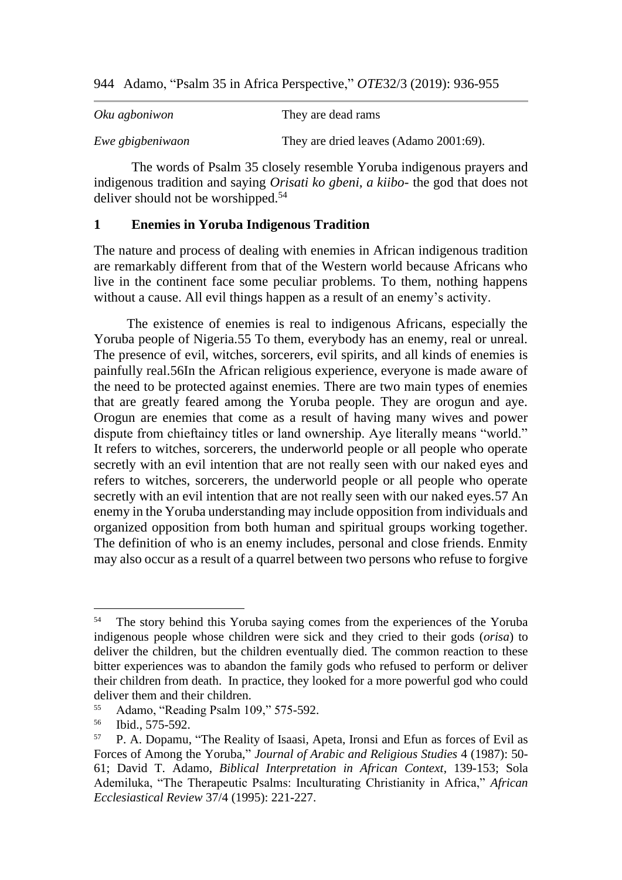| | |
|---|---|
| *Oku agboniwon* | They are dead rams |
| *Ewe gbigbeniwaon* | They are dried leaves (Adamo 2001:69). |

The words of Psalm 35 closely resemble Yoruba indigenous prayers and indigenous tradition and saying *Orisati ko gbeni, a kiibo*- the god that does not deliver should not be worshipped.[54]

## 1 Enemies in Yoruba Indigenous Tradition

The nature and process of dealing with enemies in African indigenous tradition are remarkably different from that of the Western world because Africans who live in the continent face some peculiar problems. To them, nothing happens without a cause. All evil things happen as a result of an enemy's activity.

The existence of enemies is real to indigenous Africans, especially the Yoruba people of Nigeria.55 To them, everybody has an enemy, real or unreal. The presence of evil, witches, sorcerers, evil spirits, and all kinds of enemies is painfully real.56In the African religious experience, everyone is made aware of the need to be protected against enemies. There are two main types of enemies that are greatly feared among the Yoruba people. They are orogun and aye. Orogun are enemies that come as a result of having many wives and power dispute from chieftaincy titles or land ownership. Aye literally means "world." It refers to witches, sorcerers, the underworld people or all people who operate secretly with an evil intention that are not really seen with our naked eyes and refers to witches, sorcerers, the underworld people or all people who operate secretly with an evil intention that are not really seen with our naked eyes.57 An enemy in the Yoruba understanding may include opposition from individuals and organized opposition from both human and spiritual groups working together. The definition of who is an enemy includes, personal and close friends. Enmity may also occur as a result of a quarrel between two persons who refuse to forgive

---

[54] The story behind this Yoruba saying comes from the experiences of the Yoruba indigenous people whose children were sick and they cried to their gods (*orisa*) to deliver the children, but the children eventually died. The common reaction to these bitter experiences was to abandon the family gods who refused to perform or deliver their children from death. In practice, they looked for a more powerful god who could deliver them and their children.

[55] Adamo, "Reading Psalm 109," 575-592.

[56] Ibid., 575-592.

[57] P. A. Dopamu, "The Reality of Isaasi, Apeta, Ironsi and Efun as forces of Evil as Forces of Among the Yoruba," *Journal of Arabic and Religious Studies* 4 (1987): 50-61; David T. Adamo, *Biblical Interpretation in African Context*, 139-153; Sola Ademiluka, "The Therapeutic Psalms: Inculturating Christianity in Africa," *African Ecclesiastical Review* 37/4 (1995): 221-227.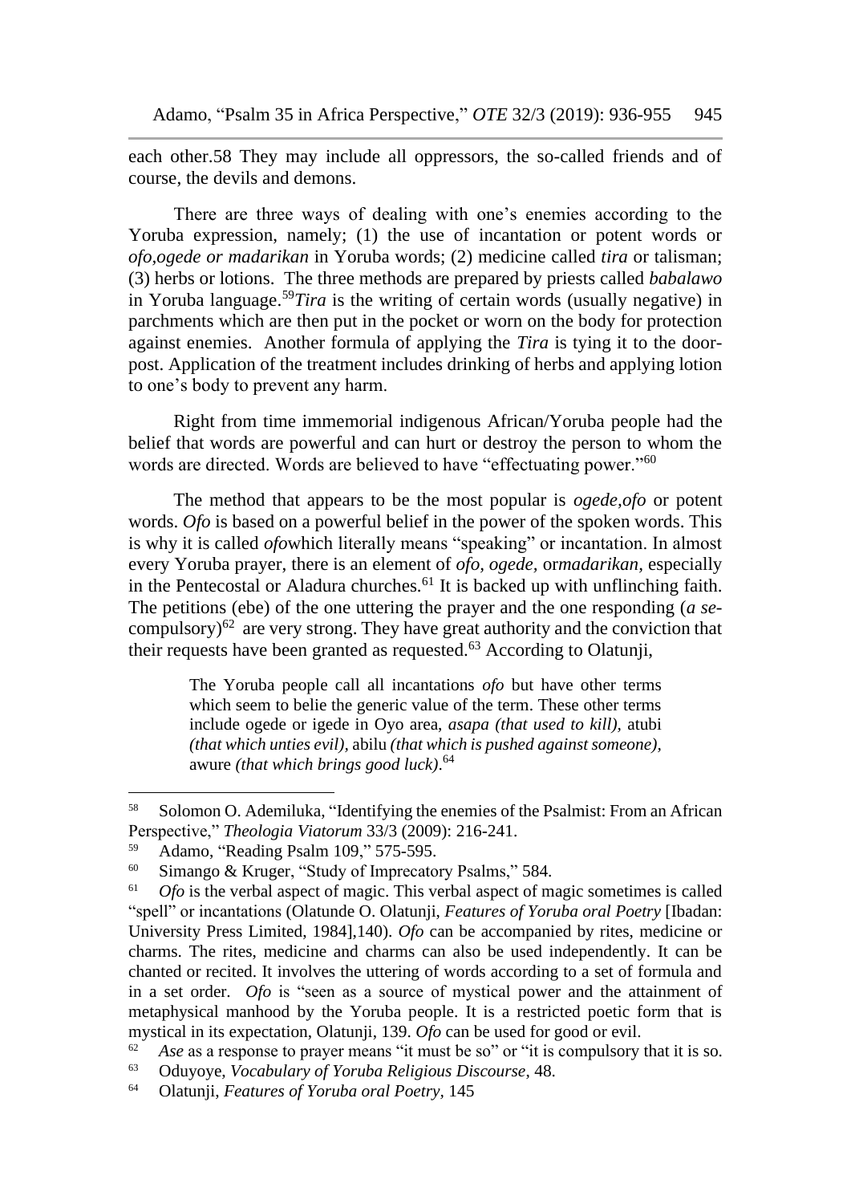each other.58 They may include all oppressors, the so-called friends and of course, the devils and demons.

There are three ways of dealing with one's enemies according to the Yoruba expression, namely; (1) the use of incantation or potent words or *ofo,ogede or madarikan* in Yoruba words; (2) medicine called *tira* or talisman; (3) herbs or lotions. The three methods are prepared by priests called *babalawo* in Yoruba language.[59]*Tira* is the writing of certain words (usually negative) in parchments which are then put in the pocket or worn on the body for protection against enemies. Another formula of applying the *Tira* is tying it to the door-post. Application of the treatment includes drinking of herbs and applying lotion to one's body to prevent any harm.

Right from time immemorial indigenous African/Yoruba people had the belief that words are powerful and can hurt or destroy the person to whom the words are directed. Words are believed to have "effectuating power."[60]

The method that appears to be the most popular is *ogede,ofo* or potent words. *Ofo* is based on a powerful belief in the power of the spoken words. This is why it is called *ofo*which literally means "speaking" or incantation. In almost every Yoruba prayer, there is an element of *ofo, ogede,* or*madarikan,* especially in the Pentecostal or Aladura churches.[61] It is backed up with unflinching faith. The petitions (ebe) of the one uttering the prayer and the one responding (*a se*-compulsory)[62] are very strong. They have great authority and the conviction that their requests have been granted as requested.[63] According to Olatunji,

> The Yoruba people call all incantations *ofo* but have other terms which seem to belie the generic value of the term. These other terms include ogede or igede in Oyo area, *asapa (that used to kill),* atubi *(that which unties evil),* abilu *(that which is pushed against someone),* awure *(that which brings good luck)*.[64]

---

[58] Solomon O. Ademiluka, "Identifying the enemies of the Psalmist: From an African Perspective," *Theologia Viatorum* 33/3 (2009): 216-241.

[59] Adamo, "Reading Psalm 109," 575-595.

[60] Simango & Kruger, "Study of Imprecatory Psalms," 584.

[61] *Ofo* is the verbal aspect of magic. This verbal aspect of magic sometimes is called "spell" or incantations (Olatunde O. Olatunji, *Features of Yoruba oral Poetry* [Ibadan: University Press Limited, 1984],140). *Ofo* can be accompanied by rites, medicine or charms. The rites, medicine and charms can also be used independently. It can be chanted or recited. It involves the uttering of words according to a set of formula and in a set order. *Ofo* is "seen as a source of mystical power and the attainment of metaphysical manhood by the Yoruba people. It is a restricted poetic form that is mystical in its expectation, Olatunji, 139. *Ofo* can be used for good or evil.

[62] *Ase* as a response to prayer means "it must be so" or "it is compulsory that it is so.

[63] Oduyoye, *Vocabulary of Yoruba Religious Discourse*, 48.

[64] Olatunji, *Features of Yoruba oral Poetry,* 145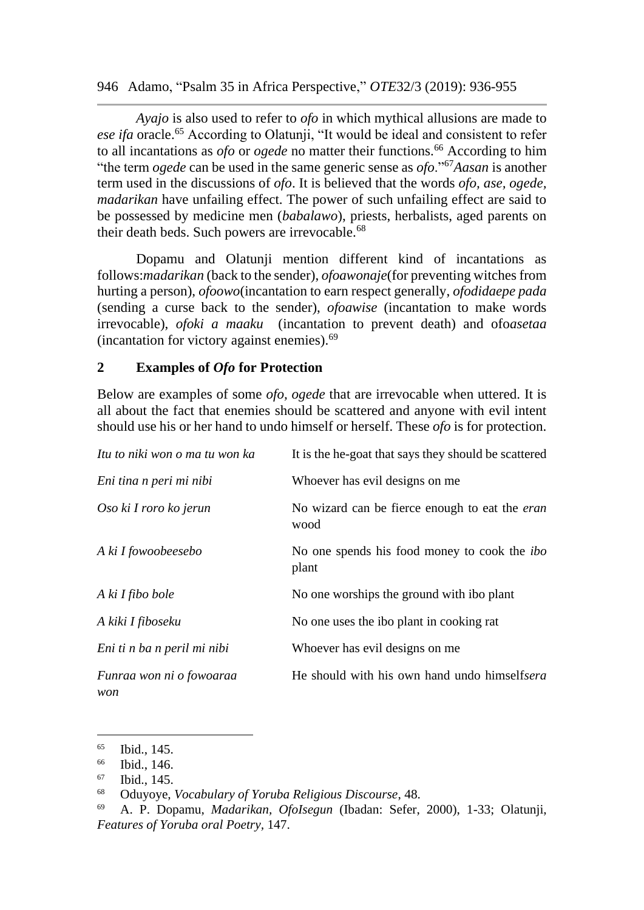*Ayajo* is also used to refer to *ofo* in which mythical allusions are made to *ese ifa* oracle.[65] According to Olatunji, "It would be ideal and consistent to refer to all incantations as *ofo* or *ogede* no matter their functions.[66] According to him "the term *ogede* can be used in the same generic sense as *ofo*."[67]*Aasan* is another term used in the discussions of *ofo*. It is believed that the words *ofo, ase, ogede, madarikan* have unfailing effect. The power of such unfailing effect are said to be possessed by medicine men (*babalawo*), priests, herbalists, aged parents on their death beds. Such powers are irrevocable.[68]

Dopamu and Olatunji mention different kind of incantations as follows:*madarikan* (back to the sender), *ofoawonaje*(for preventing witches from hurting a person), *ofoowo*(incantation to earn respect generally, *ofodidaepe pada* (sending a curse back to the sender), *ofoawise* (incantation to make words irrevocable), *ofoki a maaku* (incantation to prevent death) and ofo*asetaa* (incantation for victory against enemies).[69]

## 2 Examples of *Ofo* for Protection

Below are examples of some *ofo, ogede* that are irrevocable when uttered. It is all about the fact that enemies should be scattered and anyone with evil intent should use his or her hand to undo himself or herself. These *ofo* is for protection.

| | |
|---|---|
| *Itu to niki won o ma tu won ka* | It is the he-goat that says they should be scattered |
| *Eni tina n peri mi nibi* | Whoever has evil designs on me |
| *Oso ki I roro ko jerun* | No wizard can be fierce enough to eat the *eran* wood |
| *A ki I fowoobeesebo* | No one spends his food money to cook the *ibo* plant |
| *A ki I fibo bole* | No one worships the ground with ibo plant |
| *A kiki I fiboseku* | No one uses the ibo plant in cooking rat |
| *Eni ti n ba n peril mi nibi* | Whoever has evil designs on me |
| *Funraa won ni o fowoaraa won* | He should with his own hand undo himself*sera* |

---

[65] Ibid., 145.

[66] Ibid., 146.

[67] Ibid., 145.

[68] Oduyoye, *Vocabulary of Yoruba Religious Discourse*, 48.

[69] A. P. Dopamu, *Madarikan, OfoIsegun* (Ibadan: Sefer, 2000), 1-33; Olatunji, *Features of Yoruba oral Poetry*, 147.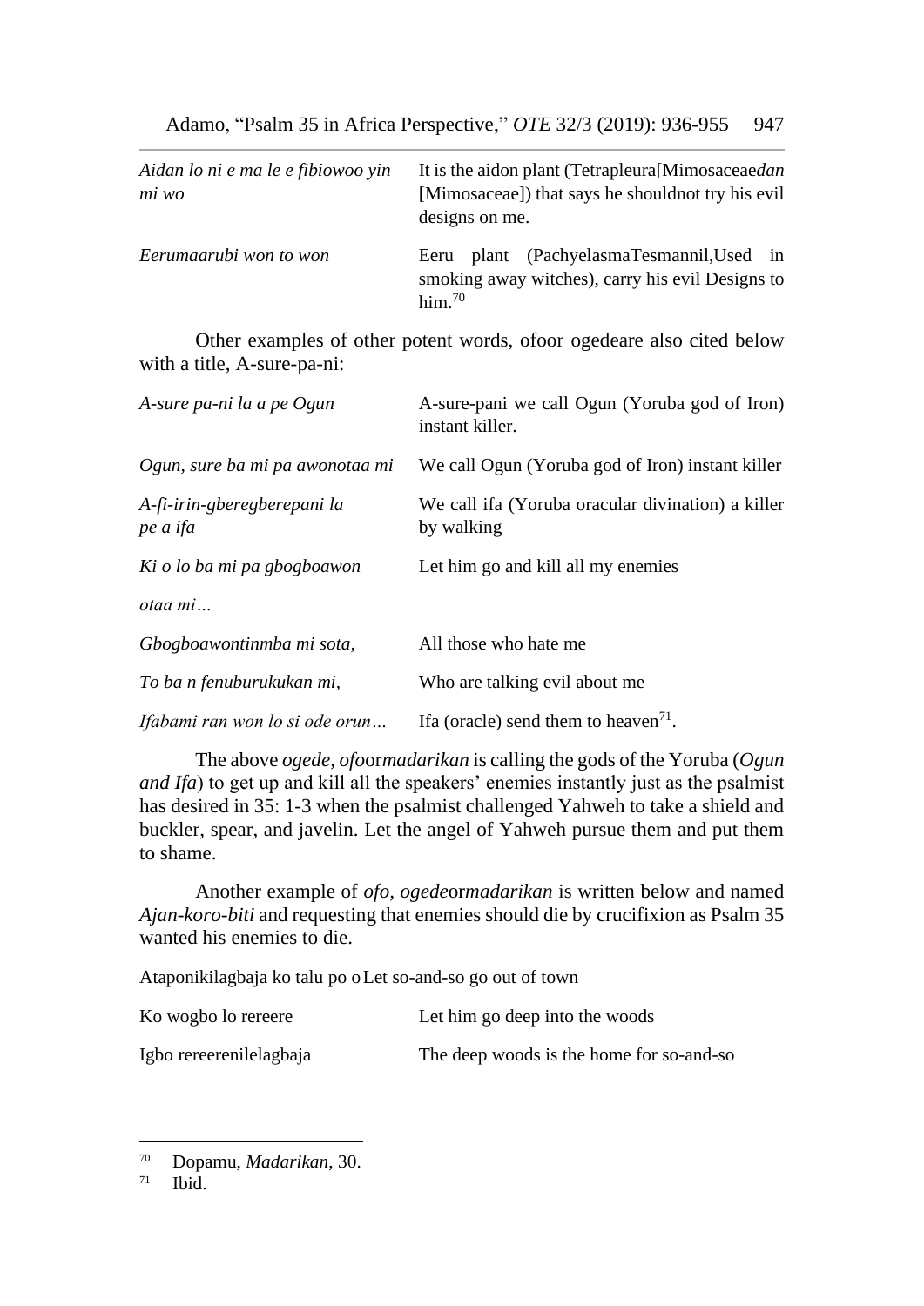| | |
|---|---|
| *Aidan lo ni e ma le e fibiowoo yin mi wo* | It is the aidon plant (Tetrapleura[Mimosaceae*dan* [Mimosaceae]) that says he shouldnot try his evil designs on me. |
| *Eerumaarubi won to won* | Eeru plant (PachyelasmaTesmannil,Used in smoking away witches), carry his evil Designs to him.[70] |

Other examples of other potent words, ofoor ogedeare also cited below with a title, A-sure-pa-ni:

| | |
|---|---|
| *A-sure pa-ni la a pe Ogun* | A-sure-pani we call Ogun (Yoruba god of Iron) instant killer. |
| *Ogun, sure ba mi pa awonotaa mi* | We call Ogun (Yoruba god of Iron) instant killer |
| *A-fi-irin-gberegberepani la pe a ifa* | We call ifa (Yoruba oracular divination) a killer by walking |
| *Ki o lo ba mi pa gbogboawon* | Let him go and kill all my enemies |
| *otaa mi…* | |
| *Gbogboawontinmba mi sota,* | All those who hate me |
| *To ba n fenuburukukan mi,* | Who are talking evil about me |
| *Ifabami ran won lo si ode orun…* | Ifa (oracle) send them to heaven[71]. |

The above *ogede, ofo*or*madarikan* is calling the gods of the Yoruba (*Ogun and Ifa*) to get up and kill all the speakers' enemies instantly just as the psalmist has desired in 35: 1-3 when the psalmist challenged Yahweh to take a shield and buckler, spear, and javelin. Let the angel of Yahweh pursue them and put them to shame.

Another example of *ofo, ogede*or*madarikan* is written below and named *Ajan-koro-biti* and requesting that enemies should die by crucifixion as Psalm 35 wanted his enemies to die.

| | |
|---|---|
| Ataponikilagbaja ko talu po o | Let so-and-so go out of town |
| Ko wogbo lo rereere | Let him go deep into the woods |
| Igbo rereerenilelagbaja | The deep woods is the home for so-and-so |

---

[70] Dopamu, *Madarikan*, 30.

[71] Ibid.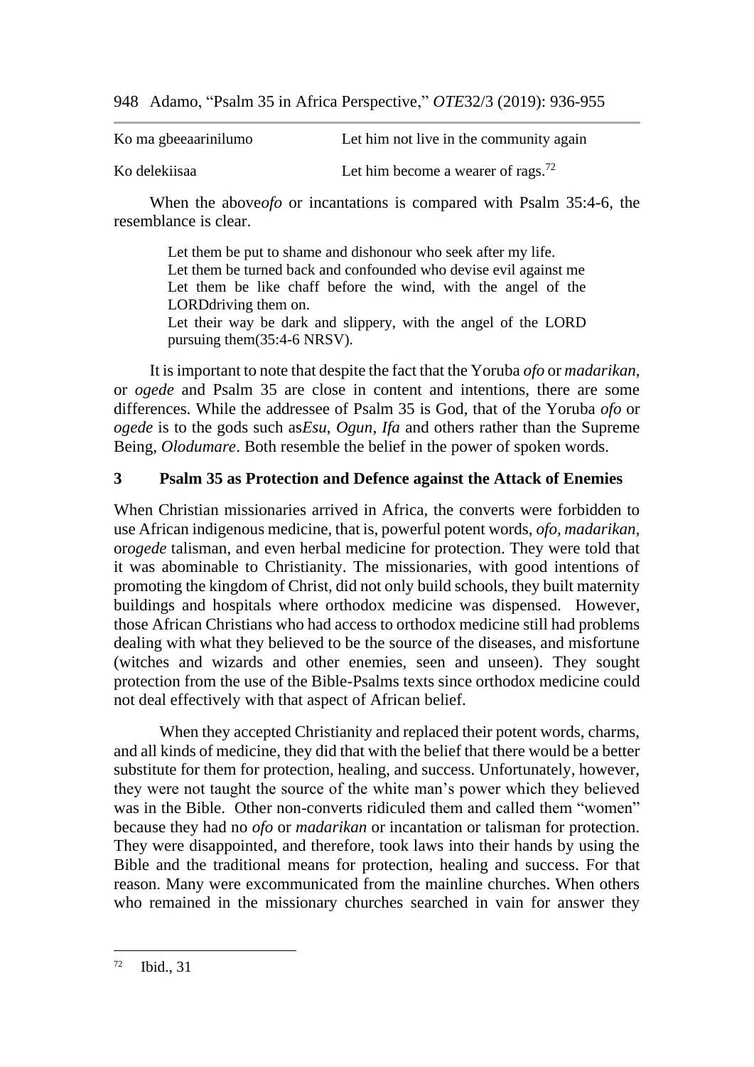| | |
|---|---|
| Ko ma gbeeaarinilumo | Let him not live in the community again |
| Ko delekiisaa | Let him become a wearer of rags.[72] |

When the above*ofo* or incantations is compared with Psalm 35:4-6, the resemblance is clear.

> Let them be put to shame and dishonour who seek after my life.
> Let them be turned back and confounded who devise evil against me
> Let them be like chaff before the wind, with the angel of the LORDdriving them on.
> Let their way be dark and slippery, with the angel of the LORD pursuing them(35:4-6 NRSV).

It is important to note that despite the fact that the Yoruba *ofo* or *madarikan*, or *ogede* and Psalm 35 are close in content and intentions, there are some differences. While the addressee of Psalm 35 is God, that of the Yoruba *ofo* or *ogede* is to the gods such as*Esu*, *Ogun*, *Ifa* and others rather than the Supreme Being, *Olodumare*. Both resemble the belief in the power of spoken words.

## 3 Psalm 35 as Protection and Defence against the Attack of Enemies

When Christian missionaries arrived in Africa, the converts were forbidden to use African indigenous medicine, that is, powerful potent words, *ofo, madarikan,* or*ogede* talisman, and even herbal medicine for protection. They were told that it was abominable to Christianity. The missionaries, with good intentions of promoting the kingdom of Christ, did not only build schools, they built maternity buildings and hospitals where orthodox medicine was dispensed. However, those African Christians who had access to orthodox medicine still had problems dealing with what they believed to be the source of the diseases, and misfortune (witches and wizards and other enemies, seen and unseen). They sought protection from the use of the Bible-Psalms texts since orthodox medicine could not deal effectively with that aspect of African belief.

When they accepted Christianity and replaced their potent words, charms, and all kinds of medicine, they did that with the belief that there would be a better substitute for them for protection, healing, and success. Unfortunately, however, they were not taught the source of the white man's power which they believed was in the Bible. Other non-converts ridiculed them and called them "women" because they had no *ofo* or *madarikan* or incantation or talisman for protection. They were disappointed, and therefore, took laws into their hands by using the Bible and the traditional means for protection, healing and success. For that reason. Many were excommunicated from the mainline churches. When others who remained in the missionary churches searched in vain for answer they

[72] Ibid., 31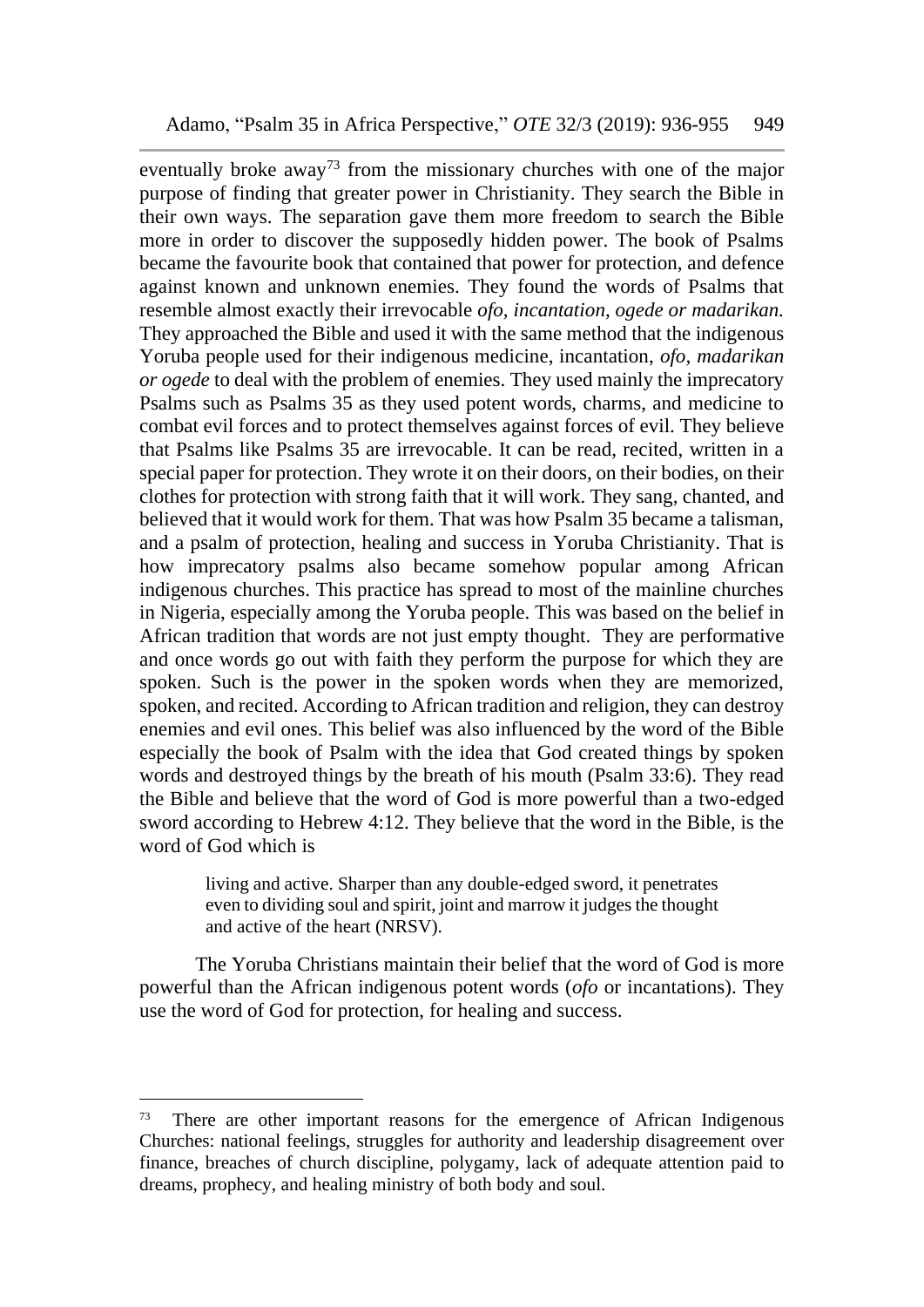eventually broke away[73] from the missionary churches with one of the major purpose of finding that greater power in Christianity. They search the Bible in their own ways. The separation gave them more freedom to search the Bible more in order to discover the supposedly hidden power. The book of Psalms became the favourite book that contained that power for protection, and defence against known and unknown enemies. They found the words of Psalms that resemble almost exactly their irrevocable *ofo, incantation, ogede or madarikan.* They approached the Bible and used it with the same method that the indigenous Yoruba people used for their indigenous medicine, incantation, *ofo, madarikan or ogede* to deal with the problem of enemies. They used mainly the imprecatory Psalms such as Psalms 35 as they used potent words, charms, and medicine to combat evil forces and to protect themselves against forces of evil. They believe that Psalms like Psalms 35 are irrevocable. It can be read, recited, written in a special paper for protection. They wrote it on their doors, on their bodies, on their clothes for protection with strong faith that it will work. They sang, chanted, and believed that it would work for them. That was how Psalm 35 became a talisman, and a psalm of protection, healing and success in Yoruba Christianity. That is how imprecatory psalms also became somehow popular among African indigenous churches. This practice has spread to most of the mainline churches in Nigeria, especially among the Yoruba people. This was based on the belief in African tradition that words are not just empty thought. They are performative and once words go out with faith they perform the purpose for which they are spoken. Such is the power in the spoken words when they are memorized, spoken, and recited. According to African tradition and religion, they can destroy enemies and evil ones. This belief was also influenced by the word of the Bible especially the book of Psalm with the idea that God created things by spoken words and destroyed things by the breath of his mouth (Psalm 33:6). They read the Bible and believe that the word of God is more powerful than a two-edged sword according to Hebrew 4:12. They believe that the word in the Bible, is the word of God which is

> living and active. Sharper than any double-edged sword, it penetrates even to dividing soul and spirit, joint and marrow it judges the thought and active of the heart (NRSV).

The Yoruba Christians maintain their belief that the word of God is more powerful than the African indigenous potent words (*ofo* or incantations). They use the word of God for protection, for healing and success.

---

[73] There are other important reasons for the emergence of African Indigenous Churches: national feelings, struggles for authority and leadership disagreement over finance, breaches of church discipline, polygamy, lack of adequate attention paid to dreams, prophecy, and healing ministry of both body and soul.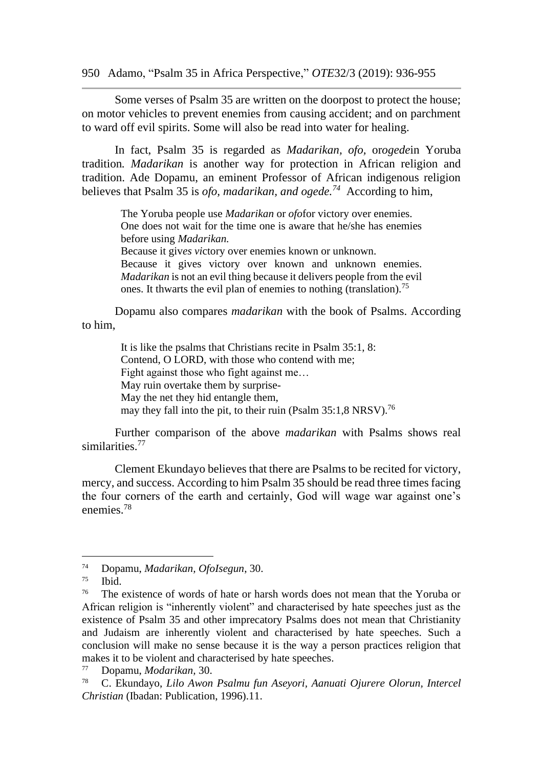Some verses of Psalm 35 are written on the doorpost to protect the house; on motor vehicles to prevent enemies from causing accident; and on parchment to ward off evil spirits. Some will also be read into water for healing.

In fact, Psalm 35 is regarded as *Madarikan, ofo,* or*ogede*in Yoruba tradition*. Madarikan* is another way for protection in African religion and tradition. Ade Dopamu, an eminent Professor of African indigenous religion believes that Psalm 35 is *ofo, madarikan, and ogede.*[74] According to him,

> The Yoruba people use *Madarikan* or *ofo*for victory over enemies. One does not wait for the time one is aware that he/she has enemies before using *Madarikan.*
> Because it giv*es vi*ctory over enemies known or unknown.
> Because it gives victory over known and unknown enemies. *Madarikan* is not an evil thing because it delivers people from the evil ones. It thwarts the evil plan of enemies to nothing (translation).[75]

Dopamu also compares *madarikan* with the book of Psalms. According to him,

> It is like the psalms that Christians recite in Psalm 35:1, 8:
> Contend, O LORD, with those who contend with me;
> Fight against those who fight against me…
> May ruin overtake them by surprise-
> May the net they hid entangle them,
> may they fall into the pit, to their ruin (Psalm 35:1,8 NRSV).[76]

Further comparison of the above *madarikan* with Psalms shows real similarities.[77]

Clement Ekundayo believes that there are Psalms to be recited for victory, mercy, and success. According to him Psalm 35 should be read three times facing the four corners of the earth and certainly, God will wage war against one's enemies.[78]

---

[74] Dopamu, *Madarikan, OfoIsegun*, 30.

[75] Ibid.

[76] The existence of words of hate or harsh words does not mean that the Yoruba or African religion is "inherently violent" and characterised by hate speeches just as the existence of Psalm 35 and other imprecatory Psalms does not mean that Christianity and Judaism are inherently violent and characterised by hate speeches. Such a conclusion will make no sense because it is the way a person practices religion that makes it to be violent and characterised by hate speeches.

[77] Dopamu, *Modarikan*, 30.

[78] C. Ekundayo, *Lilo Awon Psalmu fun Aseyori, Aanuati Ojurere Olorun, Intercel Christian* (Ibadan: Publication, 1996).11.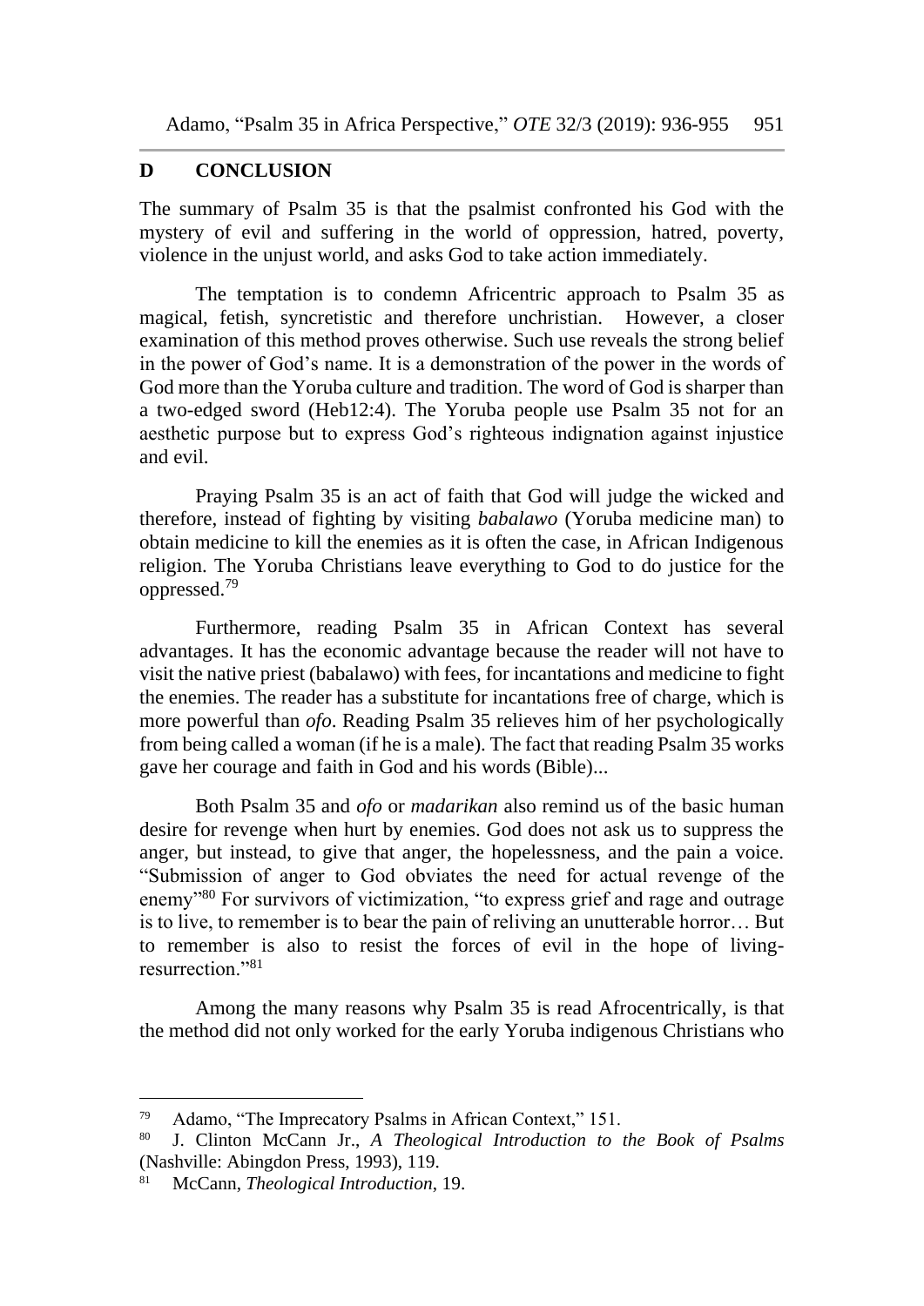## D CONCLUSION

The summary of Psalm 35 is that the psalmist confronted his God with the mystery of evil and suffering in the world of oppression, hatred, poverty, violence in the unjust world, and asks God to take action immediately.

The temptation is to condemn Africentric approach to Psalm 35 as magical, fetish, syncretistic and therefore unchristian. However, a closer examination of this method proves otherwise. Such use reveals the strong belief in the power of God's name. It is a demonstration of the power in the words of God more than the Yoruba culture and tradition. The word of God is sharper than a two-edged sword (Heb12:4). The Yoruba people use Psalm 35 not for an aesthetic purpose but to express God's righteous indignation against injustice and evil.

Praying Psalm 35 is an act of faith that God will judge the wicked and therefore, instead of fighting by visiting *babalawo* (Yoruba medicine man) to obtain medicine to kill the enemies as it is often the case, in African Indigenous religion. The Yoruba Christians leave everything to God to do justice for the oppressed.[79]

Furthermore, reading Psalm 35 in African Context has several advantages. It has the economic advantage because the reader will not have to visit the native priest (babalawo) with fees, for incantations and medicine to fight the enemies. The reader has a substitute for incantations free of charge, which is more powerful than *ofo*. Reading Psalm 35 relieves him of her psychologically from being called a woman (if he is a male). The fact that reading Psalm 35 works gave her courage and faith in God and his words (Bible)...

Both Psalm 35 and *ofo* or *madarikan* also remind us of the basic human desire for revenge when hurt by enemies. God does not ask us to suppress the anger, but instead, to give that anger, the hopelessness, and the pain a voice. "Submission of anger to God obviates the need for actual revenge of the enemy"[80] For survivors of victimization, "to express grief and rage and outrage is to live, to remember is to bear the pain of reliving an unutterable horror… But to remember is also to resist the forces of evil in the hope of living-resurrection."[81]

Among the many reasons why Psalm 35 is read Afrocentrically, is that the method did not only worked for the early Yoruba indigenous Christians who

---

[79] Adamo, "The Imprecatory Psalms in African Context," 151.

[80] J. Clinton McCann Jr., *A Theological Introduction to the Book of Psalms* (Nashville: Abingdon Press, 1993), 119.

[81] McCann, *Theological Introduction*, 19.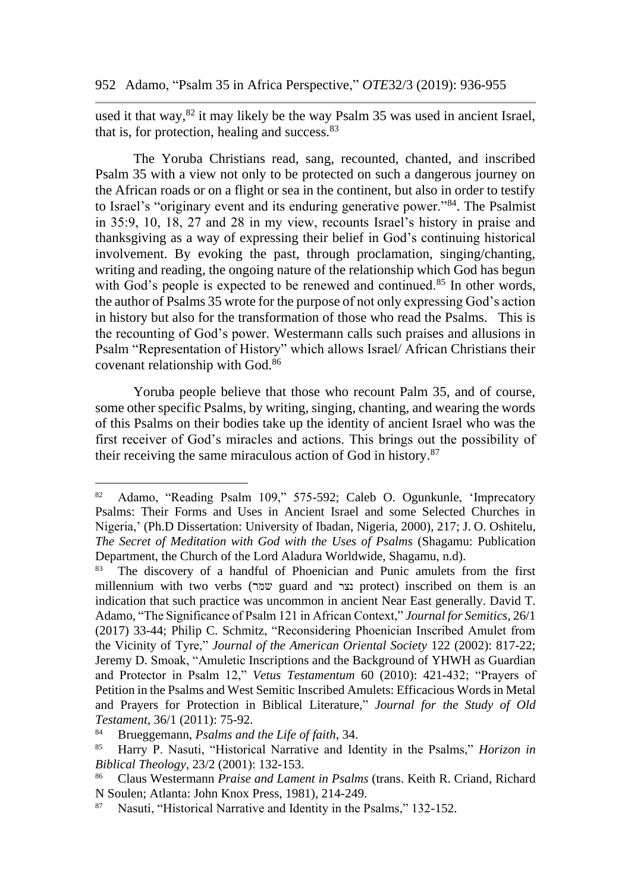used it that way,[82] it may likely be the way Psalm 35 was used in ancient Israel, that is, for protection, healing and success.[83]

The Yoruba Christians read, sang, recounted, chanted, and inscribed Psalm 35 with a view not only to be protected on such a dangerous journey on the African roads or on a flight or sea in the continent, but also in order to testify to Israel's "originary event and its enduring generative power."[84]. The Psalmist in 35:9, 10, 18, 27 and 28 in my view, recounts Israel's history in praise and thanksgiving as a way of expressing their belief in God's continuing historical involvement. By evoking the past, through proclamation, singing/chanting, writing and reading, the ongoing nature of the relationship which God has begun with God's people is expected to be renewed and continued.[85] In other words, the author of Psalms 35 wrote for the purpose of not only expressing God's action in history but also for the transformation of those who read the Psalms. This is the recounting of God's power. Westermann calls such praises and allusions in Psalm "Representation of History" which allows Israel/ African Christians their covenant relationship with God.[86]

Yoruba people believe that those who recount Palm 35, and of course, some other specific Psalms, by writing, singing, chanting, and wearing the words of this Psalms on their bodies take up the identity of ancient Israel who was the first receiver of God's miracles and actions. This brings out the possibility of their receiving the same miraculous action of God in history.[87]

---

[82] Adamo, "Reading Psalm 109," 575-592; Caleb O. Ogunkunle, 'Imprecatory Psalms: Their Forms and Uses in Ancient Israel and some Selected Churches in Nigeria,' (Ph.D Dissertation: University of Ibadan, Nigeria, 2000), 217; J. O. Oshitelu, *The Secret of Meditation with God with the Uses of Psalms* (Shagamu: Publication Department, the Church of the Lord Aladura Worldwide, Shagamu, n.d).

[83] The discovery of a handful of Phoenician and Punic amulets from the first millennium with two verbs (שמר guard and נצר protect) inscribed on them is an indication that such practice was uncommon in ancient Near East generally. David T. Adamo, "The Significance of Psalm 121 in African Context," *Journal for Semitics*, 26/1 (2017) 33-44; Philip C. Schmitz, "Reconsidering Phoenician Inscribed Amulet from the Vicinity of Tyre," *Journal of the American Oriental Society* 122 (2002): 817-22; Jeremy D. Smoak, "Amuletic Inscriptions and the Background of YHWH as Guardian and Protector in Psalm 12," *Vetus Testamentum* 60 (2010): 421-432; "Prayers of Petition in the Psalms and West Semitic Inscribed Amulets: Efficacious Words in Metal and Prayers for Protection in Biblical Literature," *Journal for the Study of Old Testament*, 36/1 (2011): 75-92.

[84] Brueggemann, *Psalms and the Life of faith*, 34.

[85] Harry P. Nasuti, "Historical Narrative and Identity in the Psalms," *Horizon in Biblical Theology*, 23/2 (2001): 132-153.

[86] Claus Westermann *Praise and Lament in Psalms* (trans. Keith R. Criand, Richard N Soulen; Atlanta: John Knox Press, 1981), 214-249.

[87] Nasuti, "Historical Narrative and Identity in the Psalms," 132-152.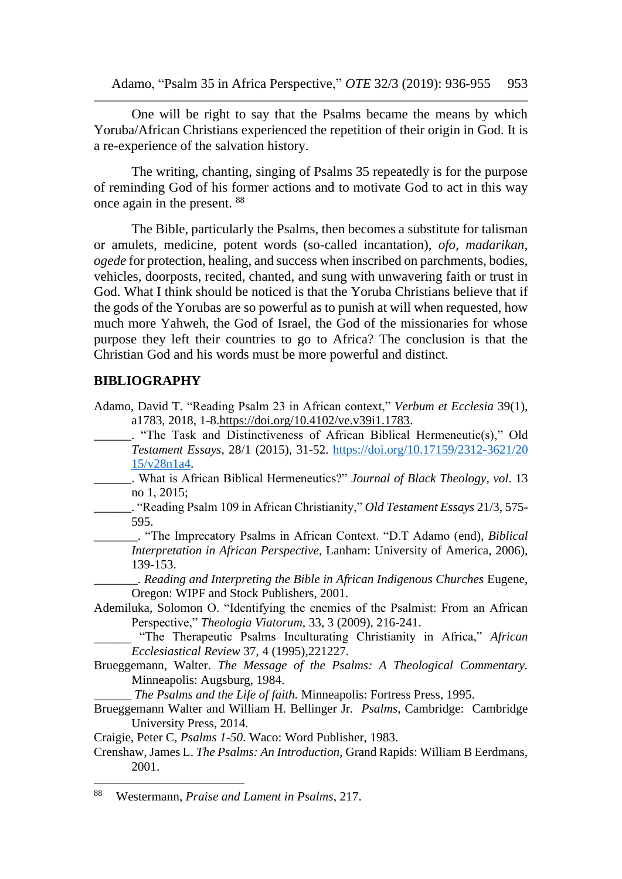One will be right to say that the Psalms became the means by which Yoruba/African Christians experienced the repetition of their origin in God. It is a re-experience of the salvation history.

The writing, chanting, singing of Psalms 35 repeatedly is for the purpose of reminding God of his former actions and to motivate God to act in this way once again in the present. [88]

The Bible, particularly the Psalms, then becomes a substitute for talisman or amulets, medicine, potent words (so-called incantation), *ofo*, *madarikan*, *ogede* for protection, healing, and success when inscribed on parchments, bodies, vehicles, doorposts, recited, chanted, and sung with unwavering faith or trust in God. What I think should be noticed is that the Yoruba Christians believe that if the gods of the Yorubas are so powerful as to punish at will when requested, how much more Yahweh, the God of Israel, the God of the missionaries for whose purpose they left their countries to go to Africa? The conclusion is that the Christian God and his words must be more powerful and distinct.

## BIBLIOGRAPHY

Adamo, David T. "Reading Psalm 23 in African context," *Verbum et Ecclesia* 39(1), a1783, 2018, 1-8.https://doi.org/10.4102/ve.v39i1.1783.

______. "The Task and Distinctiveness of African Biblical Hermeneutic(s)," Old *Testament Essays*, 28/1 (2015), 31-52. https://doi.org/10.17159/2312-3621/2015/v28n1a4.

______. What is African Biblical Hermeneutics?" *Journal of Black Theology*, *vol*. 13 no 1, 2015;

______. "Reading Psalm 109 in African Christianity," *Old Testament Essays* 21/3, 575-595.

_______. "The Imprecatory Psalms in African Context. "D.T Adamo (end), *Biblical Interpretation in African Perspective,* Lanham: University of America, 2006), 139-153.

_______. *Reading and Interpreting the Bible in African Indigenous Churches* Eugene, Oregon: WIPF and Stock Publishers, 2001.

Ademiluka, Solomon O. "Identifying the enemies of the Psalmist: From an African Perspective," *Theologia Viatorum*, 33, 3 (2009), 216-241.

______ "The Therapeutic Psalms Inculturating Christianity in Africa," *African Ecclesiastical Review* 37, 4 (1995),221227.

Brueggemann, Walter. *The Message of the Psalms: A Theological Commentary.* Minneapolis: Augsburg, 1984.

______ *The Psalms and the Life of faith.* Minneapolis: Fortress Press, 1995.

Brueggemann Walter and William H. Bellinger Jr. *Psalms*, Cambridge: Cambridge University Press, 2014.

Craigie, Peter C, *Psalms 1-50*. Waco: Word Publisher, 1983.

Crenshaw, James L. *The Psalms: An Introduction,* Grand Rapids: William B Eerdmans, 2001.

---

[88] Westermann, *Praise and Lament in Psalms*, 217.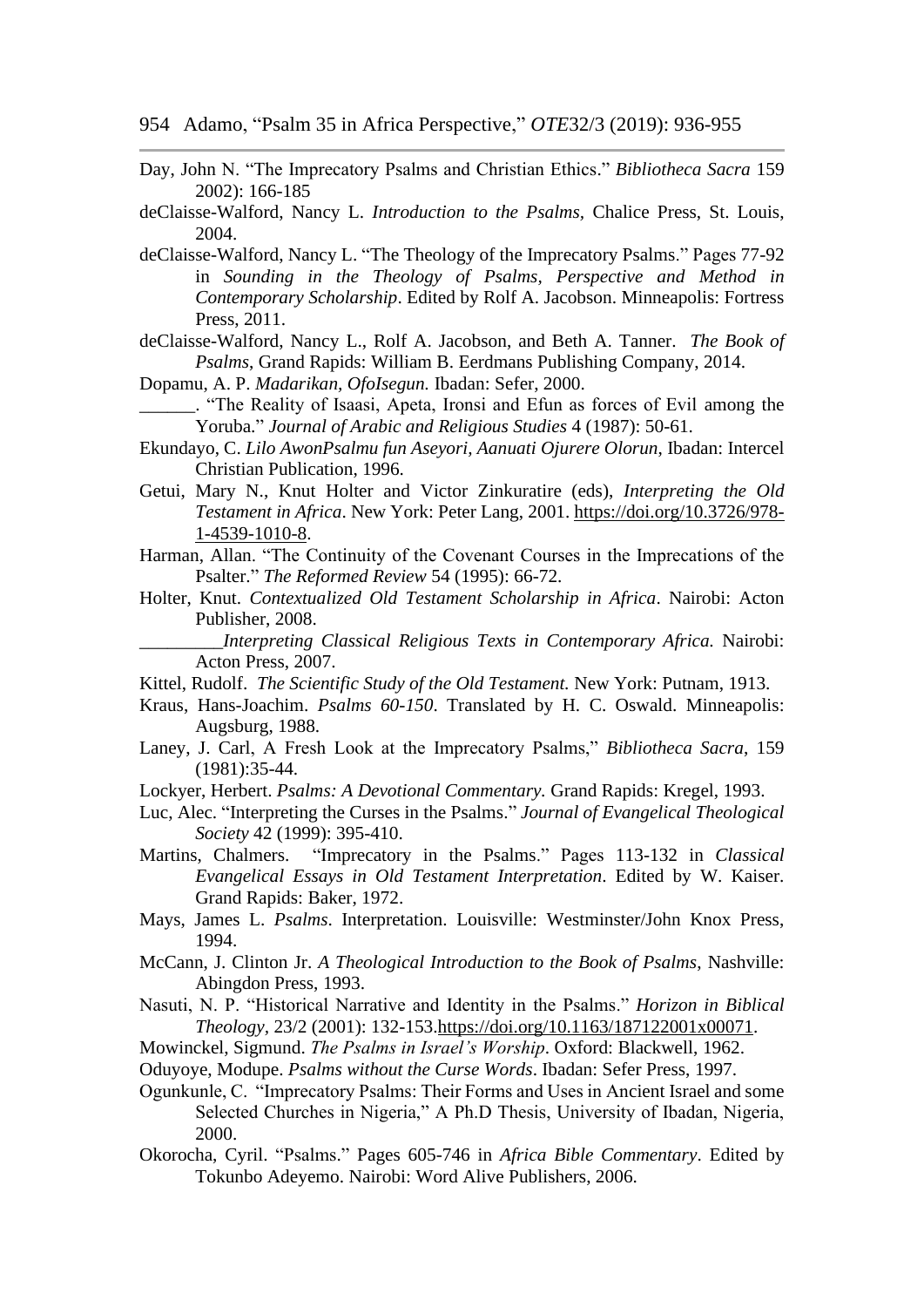Day, John N. "The Imprecatory Psalms and Christian Ethics." *Bibliotheca Sacra* 159 2002): 166-185

deClaisse-Walford, Nancy L. *Introduction to the Psalms*, Chalice Press, St. Louis, 2004.

deClaisse-Walford, Nancy L. "The Theology of the Imprecatory Psalms." Pages 77-92 in *Sounding in the Theology of Psalms, Perspective and Method in Contemporary Scholarship*. Edited by Rolf A. Jacobson. Minneapolis: Fortress Press, 2011.

deClaisse-Walford, Nancy L., Rolf A. Jacobson, and Beth A. Tanner. *The Book of Psalms*, Grand Rapids: William B. Eerdmans Publishing Company, 2014.

Dopamu, A. P. *Madarikan, OfoIsegun.* Ibadan: Sefer, 2000.

\_\_\_\_\_\_. "The Reality of Isaasi, Apeta, Ironsi and Efun as forces of Evil among the Yoruba." *Journal of Arabic and Religious Studies* 4 (1987): 50-61.

Ekundayo, C. *Lilo AwonPsalmu fun Aseyori, Aanuati Ojurere Olorun*, Ibadan: Intercel Christian Publication, 1996.

Getui, Mary N., Knut Holter and Victor Zinkuratire (eds), *Interpreting the Old Testament in Africa*. New York: Peter Lang, 2001. https://doi.org/10.3726/978-1-4539-1010-8.

Harman, Allan. "The Continuity of the Covenant Courses in the Imprecations of the Psalter." *The Reformed Review* 54 (1995): 66-72.

Holter, Knut. *Contextualized Old Testament Scholarship in Africa*. Nairobi: Acton Publisher, 2008.

\_\_\_\_\_\_\_\_\_*Interpreting Classical Religious Texts in Contemporary Africa.* Nairobi: Acton Press, 2007.

Kittel, Rudolf. *The Scientific Study of the Old Testament.* New York: Putnam, 1913.

Kraus, Hans-Joachim. *Psalms 60-150*. Translated by H. C. Oswald. Minneapolis: Augsburg, 1988.

Laney, J. Carl, A Fresh Look at the Imprecatory Psalms," *Bibliotheca Sacra*, 159 (1981):35-44.

Lockyer, Herbert. *Psalms: A Devotional Commentary.* Grand Rapids: Kregel, 1993.

Luc, Alec. "Interpreting the Curses in the Psalms." *Journal of Evangelical Theological Society* 42 (1999): 395-410.

Martins, Chalmers. "Imprecatory in the Psalms." Pages 113-132 in *Classical Evangelical Essays in Old Testament Interpretation*. Edited by W. Kaiser. Grand Rapids: Baker, 1972.

Mays, James L. *Psalms*. Interpretation. Louisville: Westminster/John Knox Press, 1994.

McCann, J. Clinton Jr. *A Theological Introduction to the Book of Psalms*, Nashville: Abingdon Press, 1993.

Nasuti, N. P. "Historical Narrative and Identity in the Psalms." *Horizon in Biblical Theology*, 23/2 (2001): 132-153.https://doi.org/10.1163/187122001x00071.

Mowinckel, Sigmund. *The Psalms in Israel's Worship*. Oxford: Blackwell, 1962.

Oduyoye, Modupe. *Psalms without the Curse Words*. Ibadan: Sefer Press, 1997.

Ogunkunle, C. "Imprecatory Psalms: Their Forms and Uses in Ancient Israel and some Selected Churches in Nigeria," A Ph.D Thesis, University of Ibadan, Nigeria, 2000.

Okorocha, Cyril. "Psalms." Pages 605-746 in *Africa Bible Commentary*. Edited by Tokunbo Adeyemo. Nairobi: Word Alive Publishers, 2006.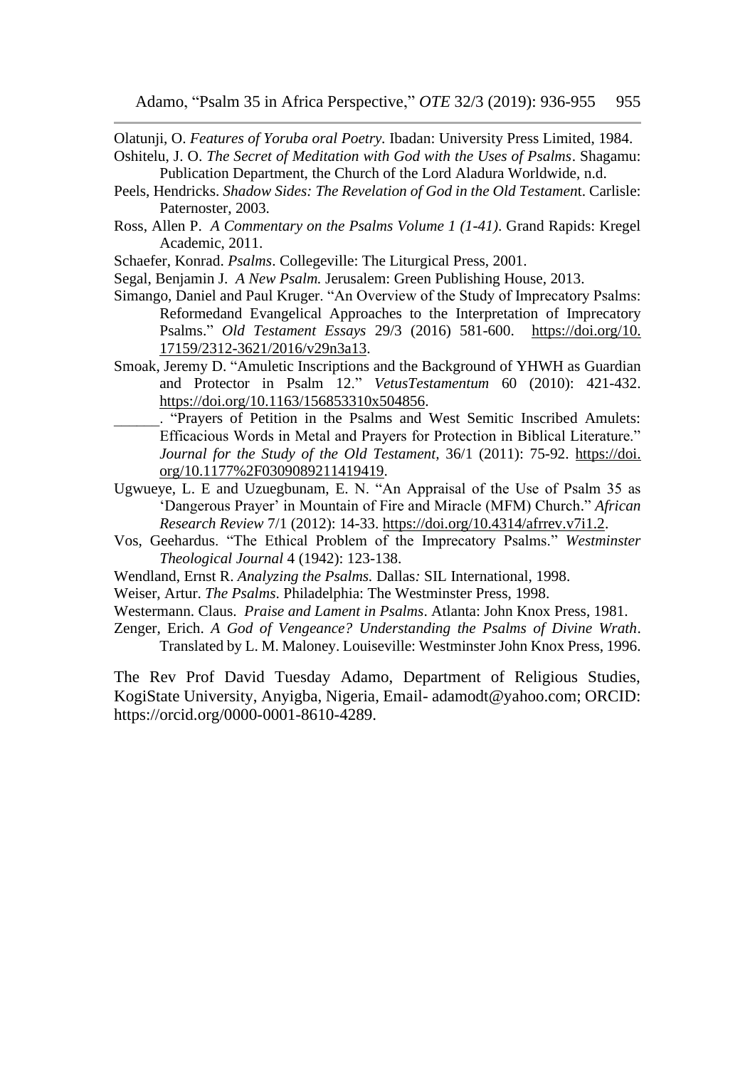Olatunji, O. *Features of Yoruba oral Poetry.* Ibadan: University Press Limited, 1984.

Oshitelu, J. O. *The Secret of Meditation with God with the Uses of Psalms*. Shagamu: Publication Department, the Church of the Lord Aladura Worldwide, n.d.

Peels, Hendricks. *Shadow Sides: The Revelation of God in the Old Testamen*t. Carlisle: Paternoster, 2003.

Ross, Allen P. *A Commentary on the Psalms Volume 1 (1-41)*. Grand Rapids: Kregel Academic, 2011.

Schaefer, Konrad. *Psalms*. Collegeville: The Liturgical Press, 2001.

Segal, Benjamin J. *A New Psalm.* Jerusalem: Green Publishing House, 2013.

Simango, Daniel and Paul Kruger. "An Overview of the Study of Imprecatory Psalms: Reformedand Evangelical Approaches to the Interpretation of Imprecatory Psalms." *Old Testament Essays* 29/3 (2016) 581-600. https://doi.org/10.17159/2312-3621/2016/v29n3a13.

Smoak, Jeremy D. "Amuletic Inscriptions and the Background of YHWH as Guardian and Protector in Psalm 12." *VetusTestamentum* 60 (2010): 421-432. https://doi.org/10.1163/156853310x504856.

______. "Prayers of Petition in the Psalms and West Semitic Inscribed Amulets: Efficacious Words in Metal and Prayers for Protection in Biblical Literature." *Journal for the Study of the Old Testament*, 36/1 (2011): 75-92. https://doi.org/10.1177%2F0309089211419419.

Ugwueye, L. E and Uzuegbunam, E. N. "An Appraisal of the Use of Psalm 35 as 'Dangerous Prayer' in Mountain of Fire and Miracle (MFM) Church." *African Research Review* 7/1 (2012): 14-33. https://doi.org/10.4314/afrrev.v7i1.2.

Vos, Geehardus. "The Ethical Problem of the Imprecatory Psalms." *Westminster Theological Journal* 4 (1942): 123-138.

Wendland, Ernst R. *Analyzing the Psalms.* Dallas: SIL International, 1998.

Weiser, Artur. *The Psalms*. Philadelphia: The Westminster Press, 1998.

Westermann. Claus. *Praise and Lament in Psalms*. Atlanta: John Knox Press, 1981.

Zenger, Erich. *A God of Vengeance? Understanding the Psalms of Divine Wrath*. Translated by L. M. Maloney. Louiseville: Westminster John Knox Press, 1996.

The Rev Prof David Tuesday Adamo, Department of Religious Studies, KogiState University, Anyigba, Nigeria, Email- adamodt@yahoo.com; ORCID: https://orcid.org/0000-0001-8610-4289.